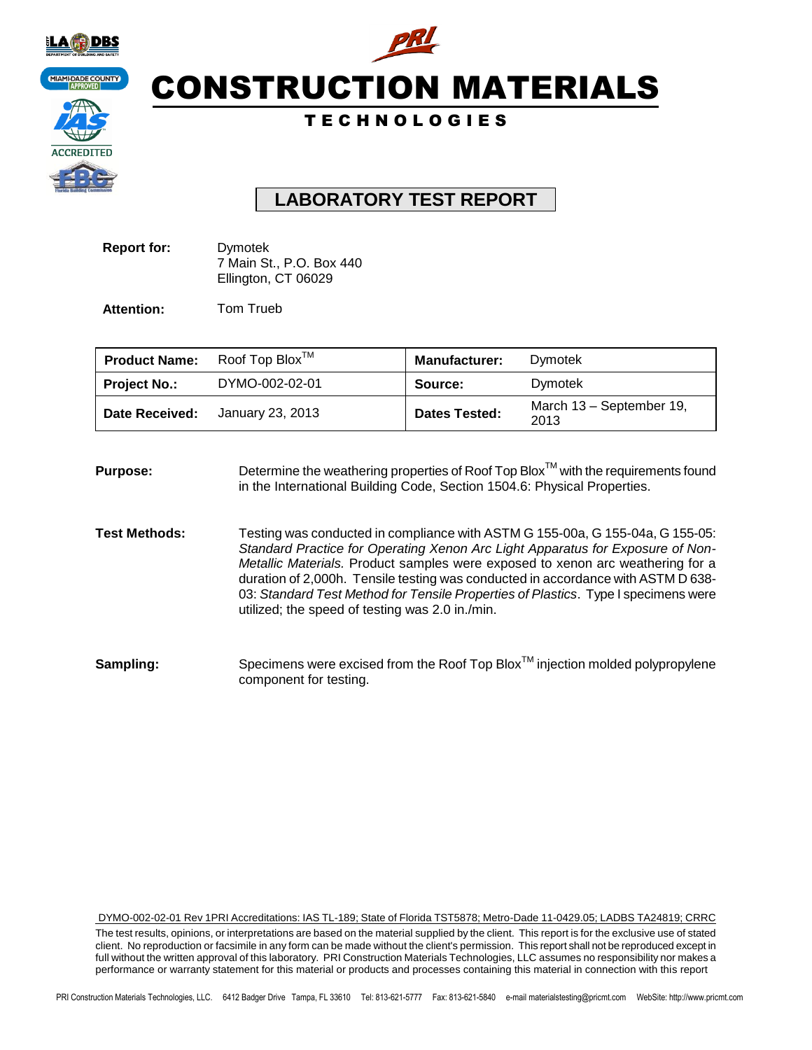# CONSTRUCTION MATERIALS

TECHNOLOGIES

## LABORATORY TEST REPORT

**Report for:** Dymotek
7 Main St., P.O. Box 440
Ellington, CT 06029

**Attention:** Tom Trueb

| **Product Name:** | Roof Top Blox™ | **Manufacturer:** | Dymotek |
|---|---|---|---|
| **Project No.:** | DYMO-002-02-01 | **Source:** | Dymotek |
| **Date Received:** | January 23, 2013 | **Dates Tested:** | March 13 – September 19, 2013 |

**Purpose:** Determine the weathering properties of Roof Top Blox™ with the requirements found in the International Building Code, Section 1504.6: Physical Properties.

**Test Methods:** Testing was conducted in compliance with ASTM G 155-00a, G 155-04a, G 155-05: *Standard Practice for Operating Xenon Arc Light Apparatus for Exposure of Non-Metallic Materials.* Product samples were exposed to xenon arc weathering for a duration of 2,000h. Tensile testing was conducted in accordance with ASTM D 638-03: *Standard Test Method for Tensile Properties of Plastics*. Type I specimens were utilized; the speed of testing was 2.0 in./min.

**Sampling:** Specimens were excised from the Roof Top Blox™ injection molded polypropylene component for testing.

DYMO-002-02-01 Rev 1PRI Accreditations: IAS TL-189; State of Florida TST5878; Metro-Dade 11-0429.05; LADBS TA24819; CRRC

The test results, opinions, or interpretations are based on the material supplied by the client. This report is for the exclusive use of stated client. No reproduction or facsimile in any form can be made without the client's permission. This report shall not be reproduced except in full without the written approval of this laboratory. PRI Construction Materials Technologies, LLC assumes no responsibility nor makes a performance or warranty statement for this material or products and processes containing this material in connection with this report

PRI Construction Materials Technologies, LLC. 6412 Badger Drive Tampa, FL 33610 Tel: 813-621-5777 Fax: 813-621-5840 e-mail materialstesting@pricmt.com WebSite: http://www.pricmt.com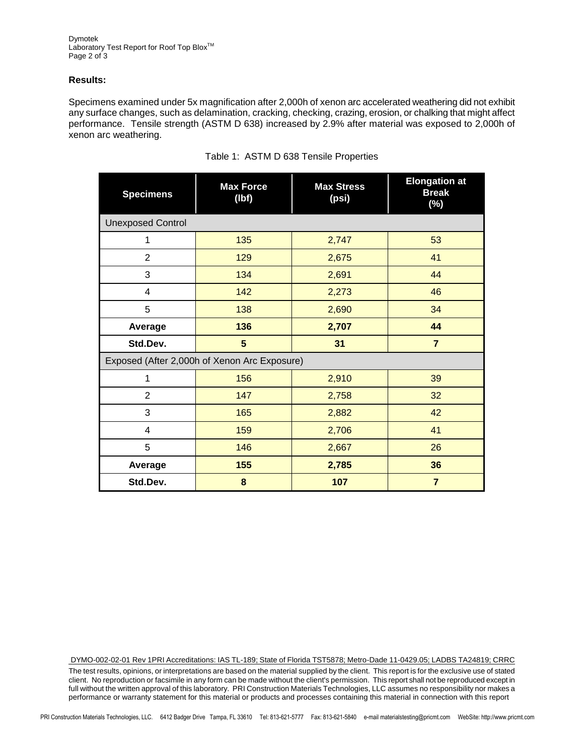**Results:**

Specimens examined under 5x magnification after 2,000h of xenon arc accelerated weathering did not exhibit any surface changes, such as delamination, cracking, checking, crazing, erosion, or chalking that might affect performance. Tensile strength (ASTM D 638) increased by 2.9% after material was exposed to 2,000h of xenon arc weathering.

Table 1: ASTM D 638 Tensile Properties

| Specimens | Max Force (lbf) | Max Stress (psi) | Elongation at Break (%) |
|---|---|---|---|
| Unexposed Control | | | |
| 1 | 135 | 2,747 | 53 |
| 2 | 129 | 2,675 | 41 |
| 3 | 134 | 2,691 | 44 |
| 4 | 142 | 2,273 | 46 |
| 5 | 138 | 2,690 | 34 |
| **Average** | **136** | **2,707** | **44** |
| **Std.Dev.** | **5** | **31** | **7** |
| Exposed (After 2,000h of Xenon Arc Exposure) | | | |
| 1 | 156 | 2,910 | 39 |
| 2 | 147 | 2,758 | 32 |
| 3 | 165 | 2,882 | 42 |
| 4 | 159 | 2,706 | 41 |
| 5 | 146 | 2,667 | 26 |
| **Average** | **155** | **2,785** | **36** |
| **Std.Dev.** | **8** | **107** | **7** |

DYMO-002-02-01 Rev 1PRI Accreditations: IAS TL-189; State of Florida TST5878; Metro-Dade 11-0429.05; LADBS TA24819; CRRC

The test results, opinions, or interpretations are based on the material supplied by the client. This report is for the exclusive use of stated client. No reproduction or facsimile in any form can be made without the client's permission. This report shall not be reproduced except in full without the written approval of this laboratory. PRI Construction Materials Technologies, LLC assumes no responsibility nor makes a performance or warranty statement for this material or products and processes containing this material in connection with this report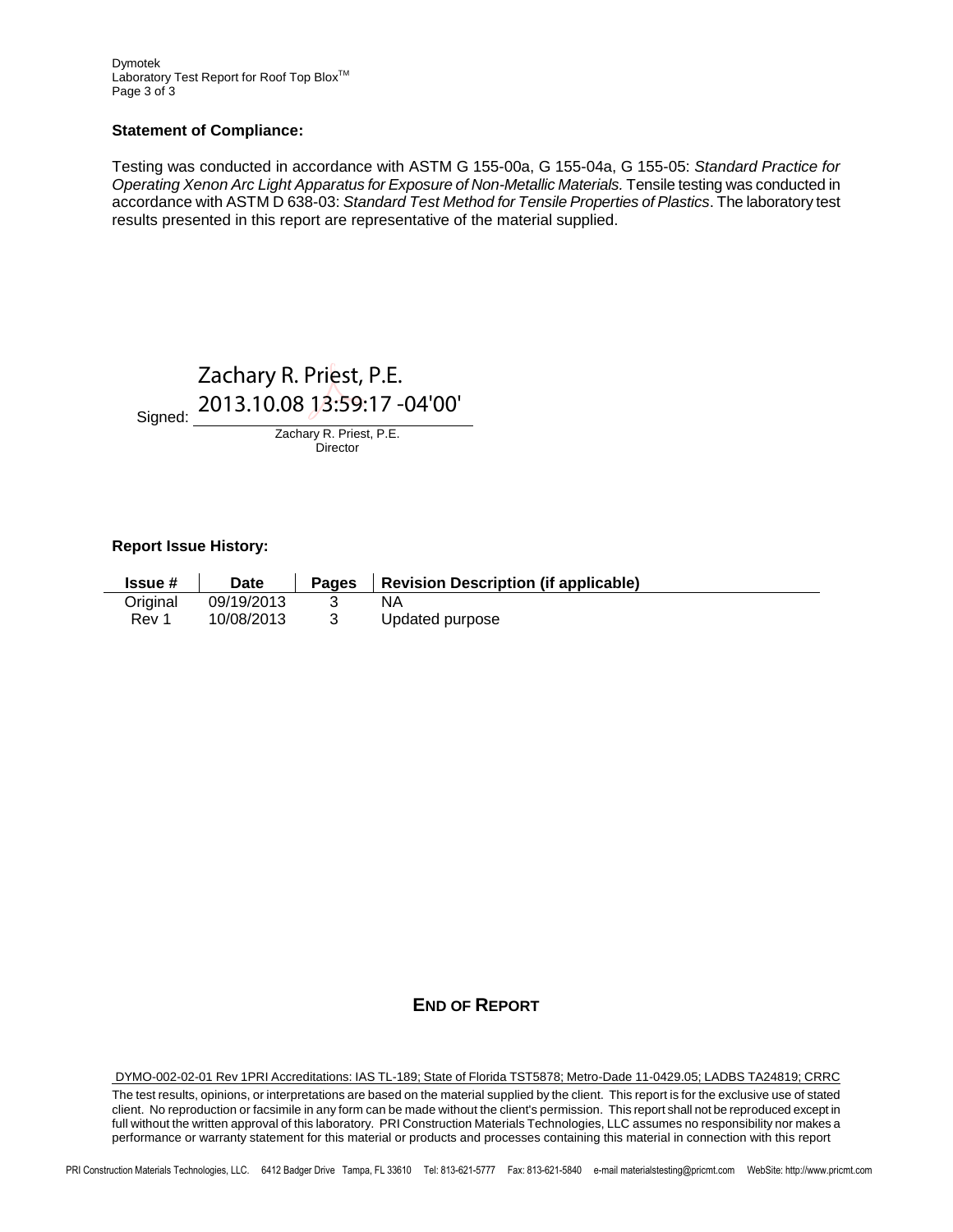**Statement of Compliance:**

Testing was conducted in accordance with ASTM G 155-00a, G 155-04a, G 155-05: *Standard Practice for Operating Xenon Arc Light Apparatus for Exposure of Non-Metallic Materials.* Tensile testing was conducted in accordance with ASTM D 638-03: *Standard Test Method for Tensile Properties of Plastics*. The laboratory test results presented in this report are representative of the material supplied.

Signed: Zachary R. Priest, P.E.
2013.10.08 13:59:17 -04'00'

Zachary R. Priest, P.E.
Director

**Report Issue History:**

| Issue # | Date | Pages | Revision Description (if applicable) |
|---|---|---|---|
| Original | 09/19/2013 | 3 | NA |
| Rev 1 | 10/08/2013 | 3 | Updated purpose |

**END OF REPORT**

DYMO-002-02-01 Rev 1 PRI Accreditations: IAS TL-189; State of Florida TST5878; Metro-Dade 11-0429.05; LADBS TA24819; CRRC

The test results, opinions, or interpretations are based on the material supplied by the client. This report is for the exclusive use of stated client. No reproduction or facsimile in any form can be made without the client's permission. This report shall not be reproduced except in full without the written approval of this laboratory. PRI Construction Materials Technologies, LLC assumes no responsibility nor makes a performance or warranty statement for this material or products and processes containing this material in connection with this report

PRI Construction Materials Technologies, LLC. 6412 Badger Drive Tampa, FL 33610 Tel: 813-621-5777 Fax: 813-621-5840 e-mail materialstesting@pricmt.com WebSite: http://www.pricmt.com